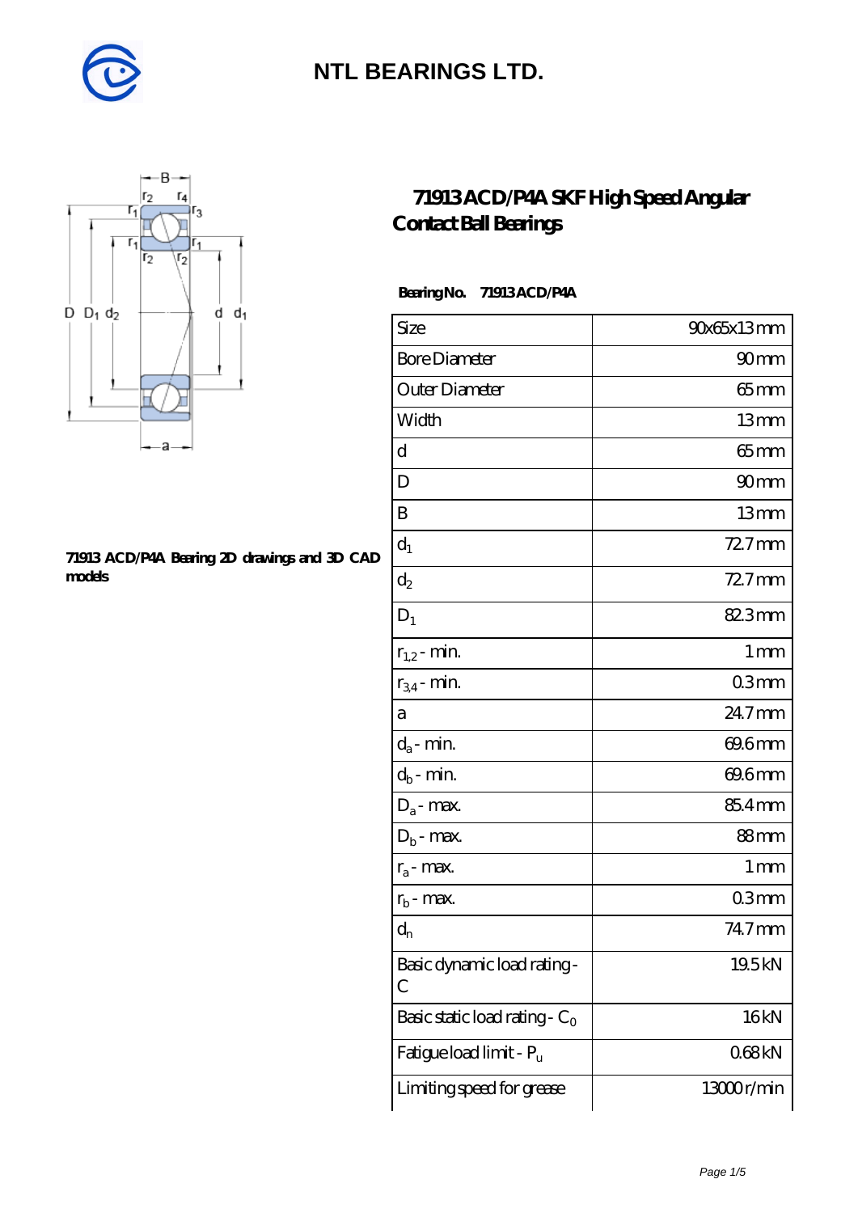# NTL BEARINGS LTD.

## 71913 ACD/P4A SKF High Speed Angular Contact Ball Bearings

**Bearing No. 71913 ACD/P4A**

**71913 ACD/P4A Bearing 2D drawings and 3D CAD models**

| Size | 90x65x13 mm |
|---|---|
| Bore Diameter | 90 mm |
| Outer Diameter | 65 mm |
| Width | 13 mm |
| d | 65 mm |
| D | 90 mm |
| B | 13 mm |
| $d_1$ | 72.7 mm |
| $d_2$ | 72.7 mm |
| $D_1$ | 82.3 mm |
| $r_{1,2}$ - min. | 1 mm |
| $r_{3,4}$ - min. | 0.3 mm |
| a | 24.7 mm |
| $d_a$ - min. | 69.6 mm |
| $d_b$ - min. | 69.6 mm |
| $D_a$ - max. | 85.4 mm |
| $D_b$ - max. | 88 mm |
| $r_a$ - max. | 1 mm |
| $r_b$ - max. | 0.3 mm |
| $d_n$ | 74.7 mm |
| Basic dynamic load rating - C | 19.5 kN |
| Basic static load rating - $C_0$ | 16 kN |
| Fatigue load limit - $P_u$ | 0.68 kN |
| Limiting speed for grease | 13000 r/min |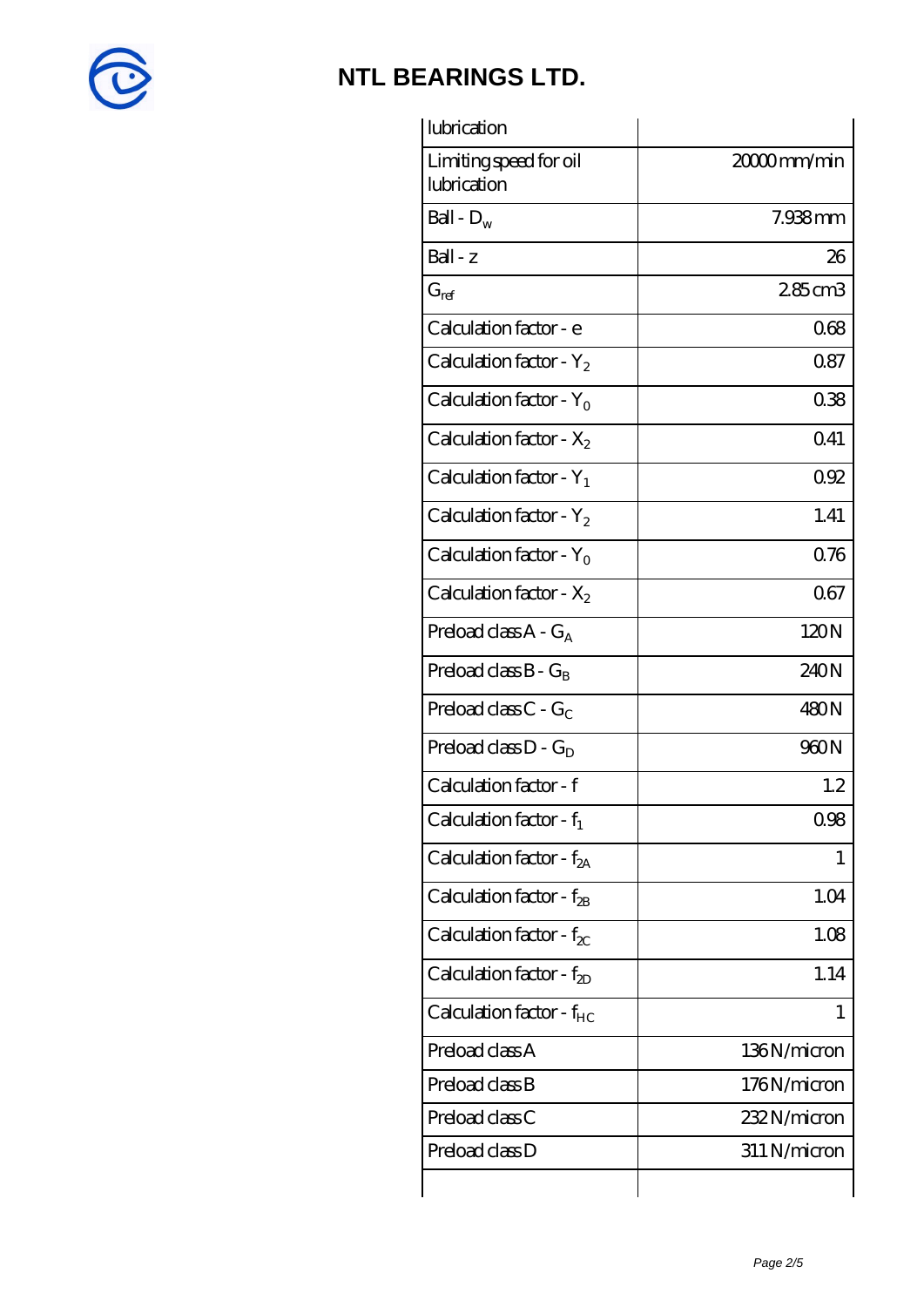| lubrication | |
|---|---|
| Limiting speed for oil lubrication | 20000 mm/min |
| Ball - $D_w$ | 7.938 mm |
| Ball - z | 26 |
| $G_{ref}$ | 2.85 cm3 |
| Calculation factor - e | 0.68 |
| Calculation factor - $Y_2$ | 0.87 |
| Calculation factor - $Y_0$ | 0.38 |
| Calculation factor - $X_2$ | 0.41 |
| Calculation factor - $Y_1$ | 0.92 |
| Calculation factor - $Y_2$ | 1.41 |
| Calculation factor - $Y_0$ | 0.76 |
| Calculation factor - $X_2$ | 0.67 |
| Preload class A - $G_A$ | 120 N |
| Preload class B - $G_B$ | 240 N |
| Preload class C - $G_C$ | 480 N |
| Preload class D - $G_D$ | 960 N |
| Calculation factor - f | 1.2 |
| Calculation factor - $f_1$ | 0.98 |
| Calculation factor - $f_{2A}$ | 1 |
| Calculation factor - $f_{2B}$ | 1.04 |
| Calculation factor - $f_{2C}$ | 1.08 |
| Calculation factor - $f_{2D}$ | 1.14 |
| Calculation factor - $f_{HC}$ | 1 |
| Preload class A | 136 N/micron |
| Preload class B | 176 N/micron |
| Preload class C | 232 N/micron |
| Preload class D | 311 N/micron |
| | |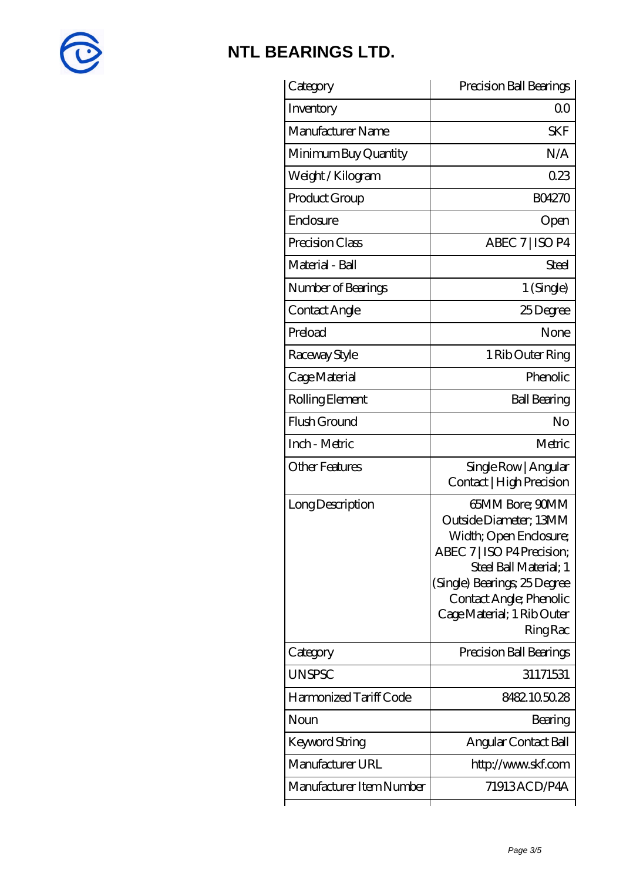# NTL BEARINGS LTD.

| Category | Precision Ball Bearings |
|---|---|
| Inventory | 0.0 |
| Manufacturer Name | SKF |
| Minimum Buy Quantity | N/A |
| Weight / Kilogram | 0.23 |
| Product Group | B04270 |
| Enclosure | Open |
| Precision Class | ABEC 7 \| ISO P4 |
| Material - Ball | Steel |
| Number of Bearings | 1 (Single) |
| Contact Angle | 25 Degree |
| Preload | None |
| Raceway Style | 1 Rib Outer Ring |
| Cage Material | Phenolic |
| Rolling Element | Ball Bearing |
| Flush Ground | No |
| Inch - Metric | Metric |
| Other Features | Single Row \| Angular Contact \| High Precision |
| Long Description | 65MM Bore; 90MM Outside Diameter; 13MM Width; Open Enclosure; ABEC 7 \| ISO P4 Precision; Steel Ball Material; 1 (Single) Bearings; 25 Degree Contact Angle; Phenolic Cage Material; 1 Rib Outer Ring Rac |
| Category | Precision Ball Bearings |
| UNSPSC | 31171531 |
| Harmonized Tariff Code | 8482.10.50.28 |
| Noun | Bearing |
| Keyword String | Angular Contact Ball |
| Manufacturer URL | http://www.skf.com |
| Manufacturer Item Number | 71913 ACD/P4A |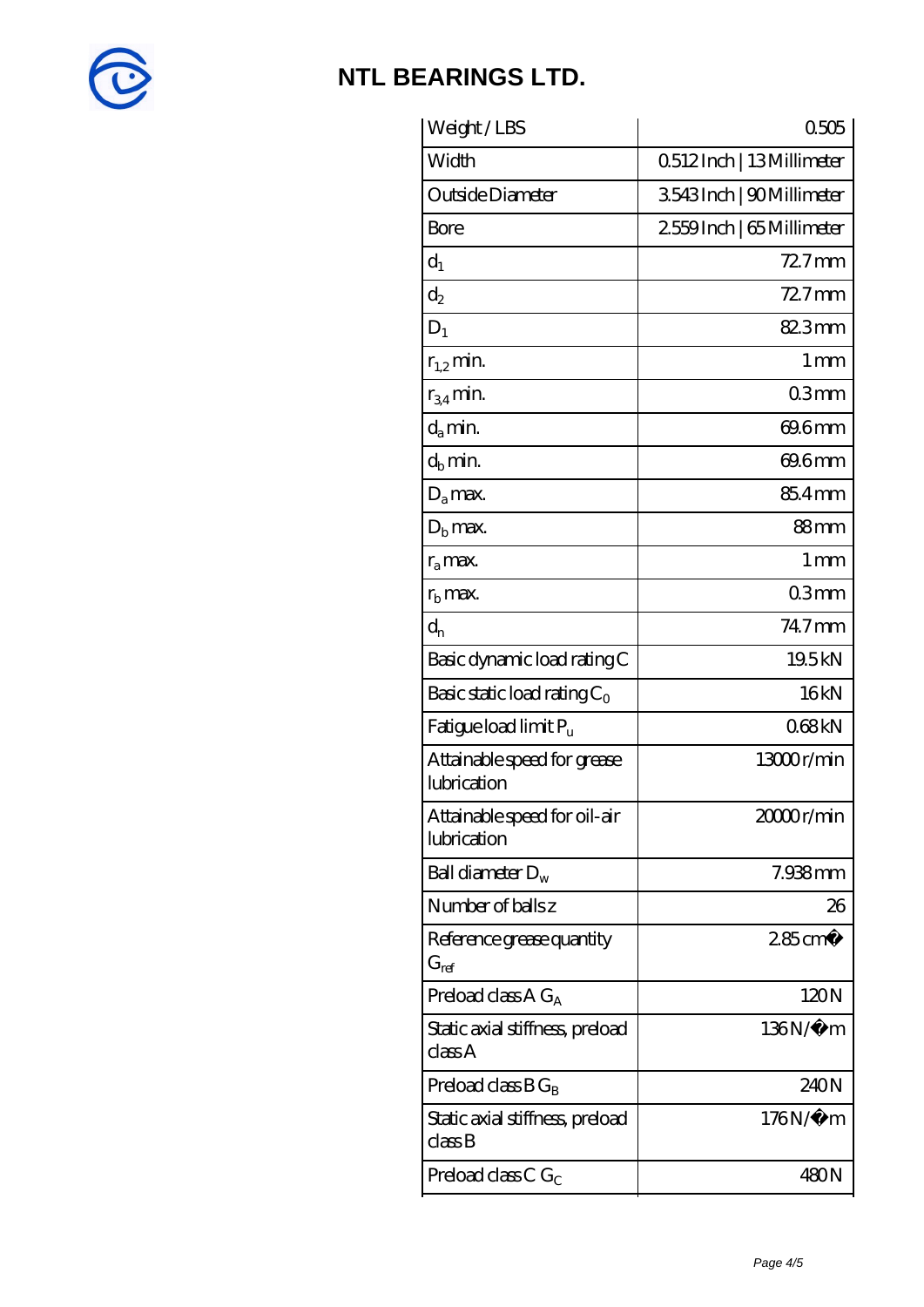# NTL BEARINGS LTD.

| Weight / LBS | 0.505 |
| --- | --- |
| Width | 0.512 Inch \| 13 Millimeter |
| Outside Diameter | 3.543 Inch \| 90 Millimeter |
| Bore | 2.559 Inch \| 65 Millimeter |
| $d_1$ | 72.7 mm |
| $d_2$ | 72.7 mm |
| $D_1$ | 82.3 mm |
| $r_{1,2}$ min. | 1 mm |
| $r_{3,4}$ min. | 0.3 mm |
| $d_a$ min. | 69.6 mm |
| $d_b$ min. | 69.6 mm |
| $D_a$ max. | 85.4 mm |
| $D_b$ max. | 88 mm |
| $r_a$ max. | 1 mm |
| $r_b$ max. | 0.3 mm |
| $d_n$ | 74.7 mm |
| Basic dynamic load rating C | 19.5 kN |
| Basic static load rating $C_0$ | 16 kN |
| Fatigue load limit $P_u$ | 0.68 kN |
| Attainable speed for grease lubrication | 13000 r/min |
| Attainable speed for oil-air lubrication | 20000 r/min |
| Ball diameter $D_w$ | 7.938 mm |
| Number of balls z | 26 |
| Reference grease quantity $G_{ref}$ | 2.85 cm� |
| Preload class A $G_A$ | 120 N |
| Static axial stiffness, preload class A | 136 N/�m |
| Preload class B $G_B$ | 240 N |
| Static axial stiffness, preload class B | 176 N/�m |
| Preload class C $G_C$ | 480 N |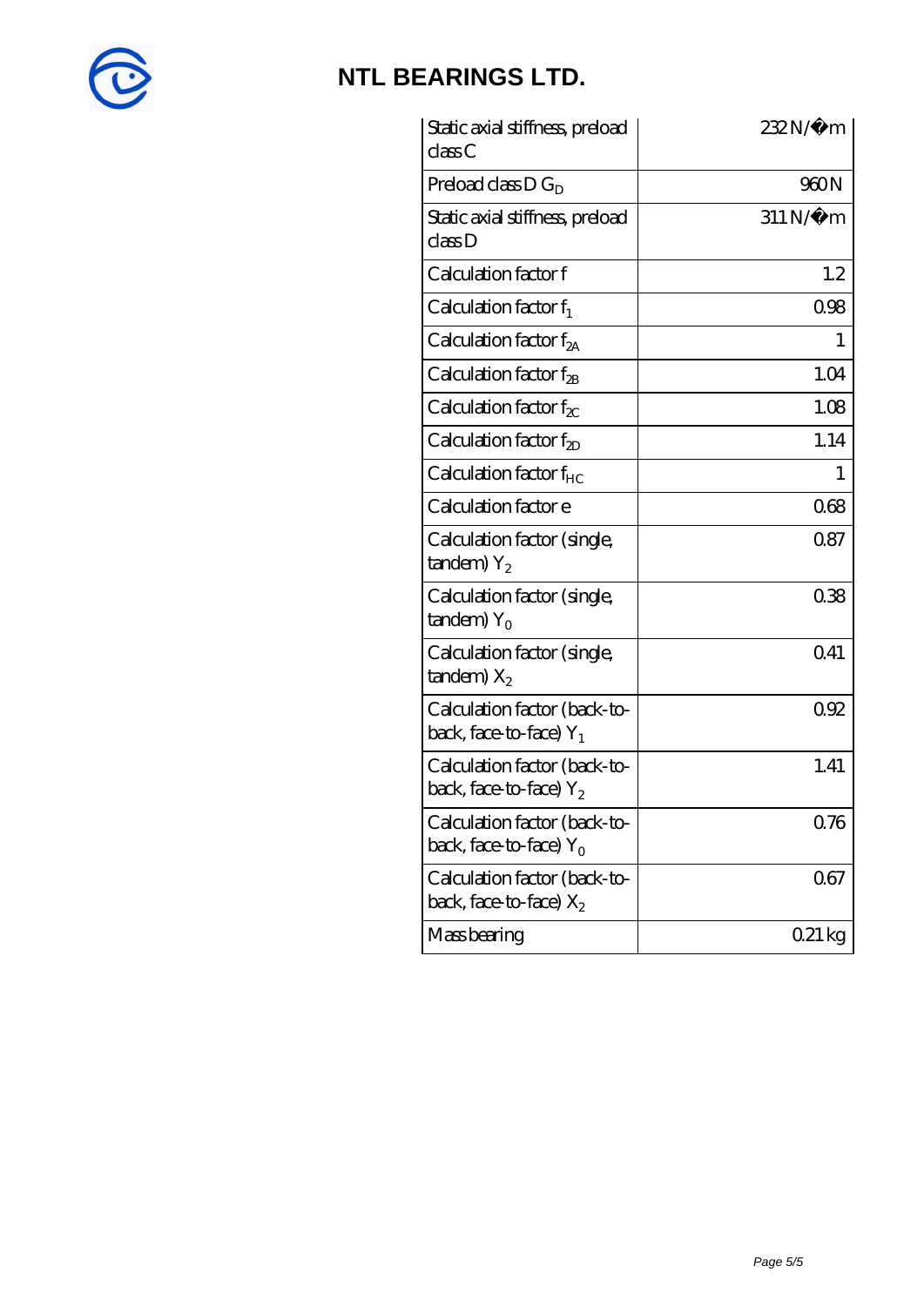| | |
|---|---|
| Static axial stiffness, preload class C | 232 N/�m |
| Preload class D $G_D$ | 960 N |
| Static axial stiffness, preload class D | 311 N/�m |
| Calculation factor f | 1.2 |
| Calculation factor $f_1$ | 0.98 |
| Calculation factor $f_{2A}$ | 1 |
| Calculation factor $f_{2B}$ | 1.04 |
| Calculation factor $f_{2C}$ | 1.08 |
| Calculation factor $f_{2D}$ | 1.14 |
| Calculation factor $f_{HC}$ | 1 |
| Calculation factor e | 0.68 |
| Calculation factor (single, tandem) $Y_2$ | 0.87 |
| Calculation factor (single, tandem) $Y_0$ | 0.38 |
| Calculation factor (single, tandem) $X_2$ | 0.41 |
| Calculation factor (back-to-back, face-to-face) $Y_1$ | 0.92 |
| Calculation factor (back-to-back, face-to-face) $Y_2$ | 1.41 |
| Calculation factor (back-to-back, face-to-face) $Y_0$ | 0.76 |
| Calculation factor (back-to-back, face-to-face) $X_2$ | 0.67 |
| Mass bearing | 0.21 kg |